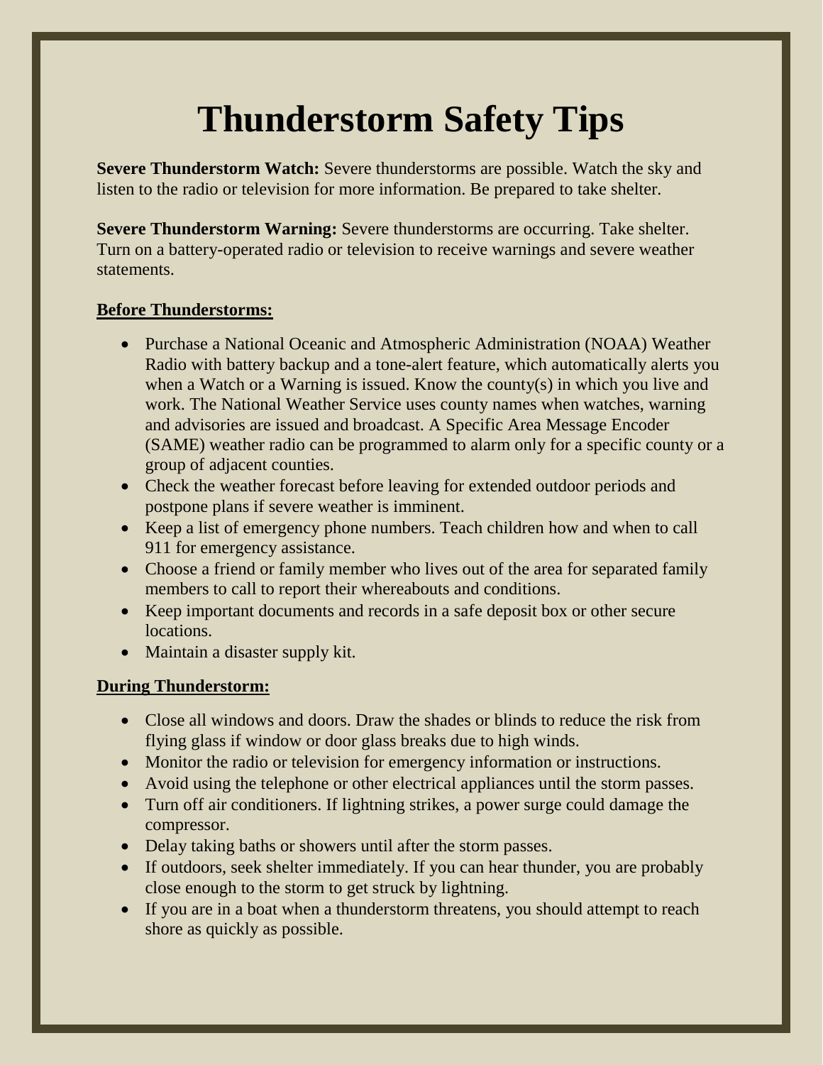# Thunderstorm Safety Tips

**Severe Thunderstorm Watch:** Severe thunderstorms are possible. Watch the sky and listen to the radio or television for more information. Be prepared to take shelter.

**Severe Thunderstorm Warning:** Severe thunderstorms are occurring. Take shelter. Turn on a battery-operated radio or television to receive warnings and severe weather statements.

**Before Thunderstorms:**

- Purchase a National Oceanic and Atmospheric Administration (NOAA) Weather Radio with battery backup and a tone-alert feature, which automatically alerts you when a Watch or a Warning is issued. Know the county(s) in which you live and work. The National Weather Service uses county names when watches, warning and advisories are issued and broadcast. A Specific Area Message Encoder (SAME) weather radio can be programmed to alarm only for a specific county or a group of adjacent counties.
- Check the weather forecast before leaving for extended outdoor periods and postpone plans if severe weather is imminent.
- Keep a list of emergency phone numbers. Teach children how and when to call 911 for emergency assistance.
- Choose a friend or family member who lives out of the area for separated family members to call to report their whereabouts and conditions.
- Keep important documents and records in a safe deposit box or other secure locations.
- Maintain a disaster supply kit.

**During Thunderstorm:**

- Close all windows and doors. Draw the shades or blinds to reduce the risk from flying glass if window or door glass breaks due to high winds.
- Monitor the radio or television for emergency information or instructions.
- Avoid using the telephone or other electrical appliances until the storm passes.
- Turn off air conditioners. If lightning strikes, a power surge could damage the compressor.
- Delay taking baths or showers until after the storm passes.
- If outdoors, seek shelter immediately. If you can hear thunder, you are probably close enough to the storm to get struck by lightning.
- If you are in a boat when a thunderstorm threatens, you should attempt to reach shore as quickly as possible.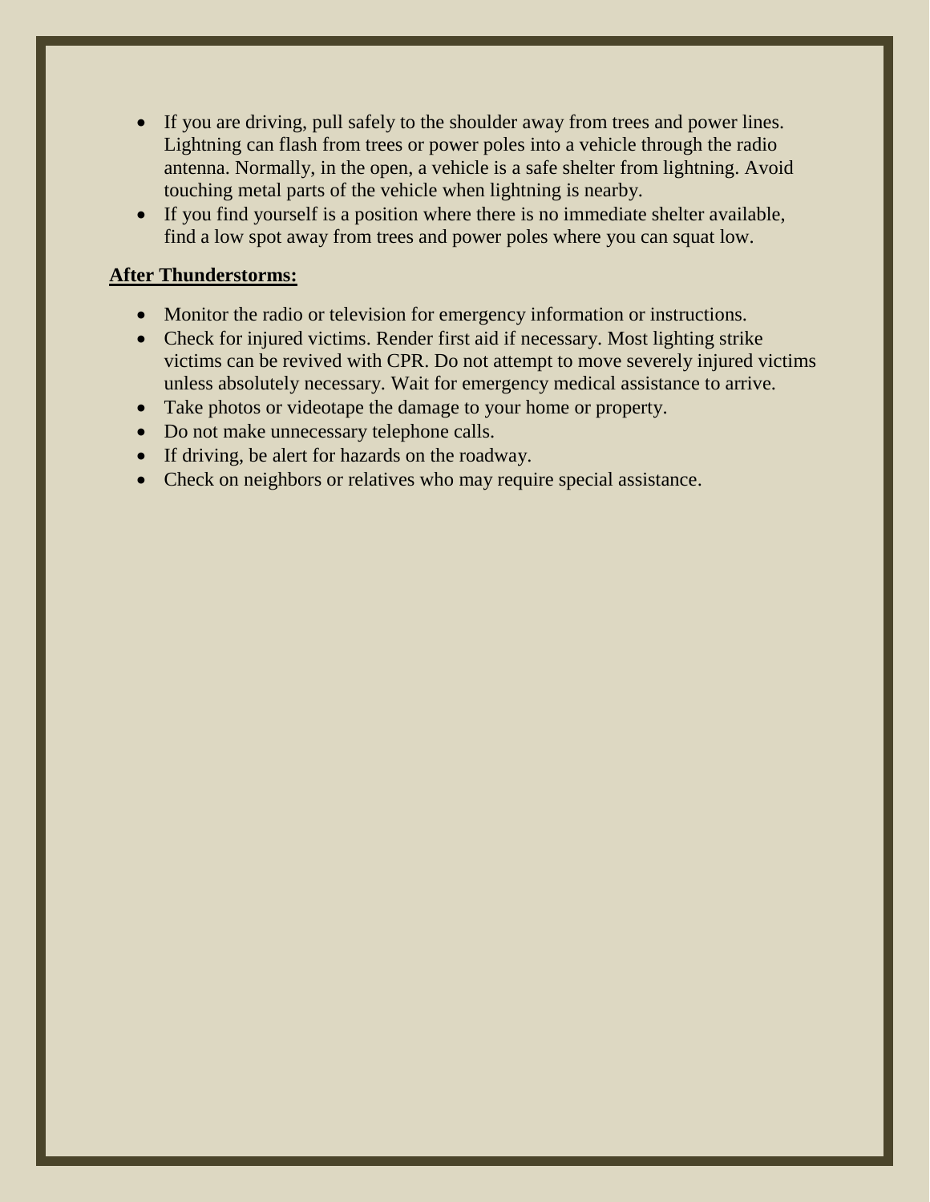- If you are driving, pull safely to the shoulder away from trees and power lines. Lightning can flash from trees or power poles into a vehicle through the radio antenna. Normally, in the open, a vehicle is a safe shelter from lightning. Avoid touching metal parts of the vehicle when lightning is nearby.
- If you find yourself is a position where there is no immediate shelter available, find a low spot away from trees and power poles where you can squat low.

**<u>After Thunderstorms:</u>**

- Monitor the radio or television for emergency information or instructions.
- Check for injured victims. Render first aid if necessary. Most lighting strike victims can be revived with CPR. Do not attempt to move severely injured victims unless absolutely necessary. Wait for emergency medical assistance to arrive.
- Take photos or videotape the damage to your home or property.
- Do not make unnecessary telephone calls.
- If driving, be alert for hazards on the roadway.
- Check on neighbors or relatives who may require special assistance.